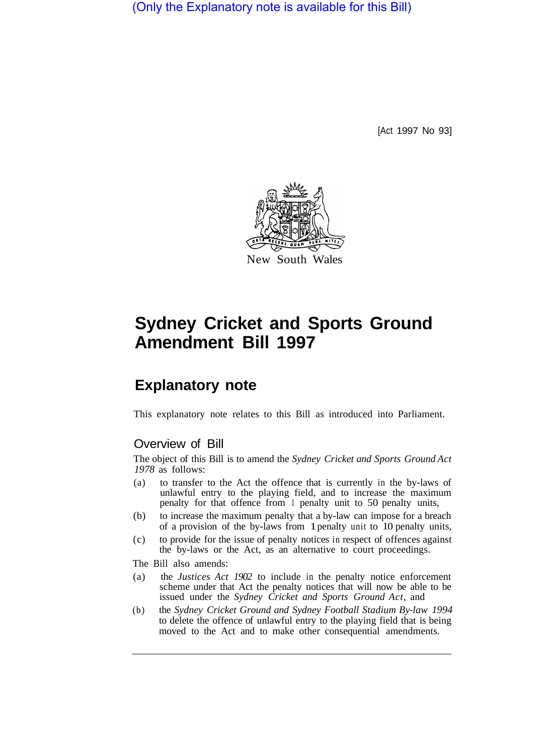(Only the Explanatory note is available for this Bill)

[Act 1997 No 93]

New South Wales

# Sydney Cricket and Sports Ground Amendment Bill 1997

## Explanatory note

This explanatory note relates to this Bill as introduced into Parliament.

### Overview of Bill

The object of this Bill is to amend the *Sydney Cricket and Sports Ground Act 1978* as follows:

(a) to transfer to the Act the offence that is currently in the by-laws of unlawful entry to the playing field, and to increase the maximum penalty for that offence from 1 penalty unit to 50 penalty units,

(b) to increase the maximum penalty that a by-law can impose for a breach of a provision of the by-laws from 1 penalty unit to 10 penalty units,

(c) to provide for the issue of penalty notices in respect of offences against the by-laws or the Act, as an alternative to court proceedings.

The Bill also amends:

(a) the *Justices Act 1902* to include in the penalty notice enforcement scheme under that Act the penalty notices that will now be able to be issued under the *Sydney Cricket and Sports Ground Act*, and

(b) the *Sydney Cricket Ground and Sydney Football Stadium By-law 1994* to delete the offence of unlawful entry to the playing field that is being moved to the Act and to make other consequential amendments.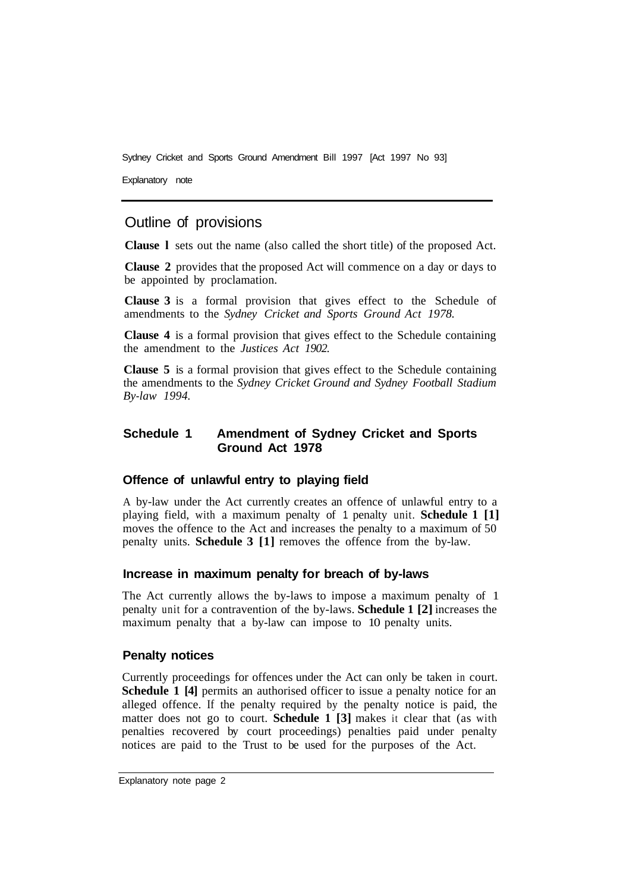## Outline of provisions

**Clause 1** sets out the name (also called the short title) of the proposed Act.

**Clause 2** provides that the proposed Act will commence on a day or days to be appointed by proclamation.

**Clause 3** is a formal provision that gives effect to the Schedule of amendments to the *Sydney Cricket and Sports Ground Act 1978.*

**Clause 4** is a formal provision that gives effect to the Schedule containing the amendment to the *Justices Act 1902.*

**Clause 5** is a formal provision that gives effect to the Schedule containing the amendments to the *Sydney Cricket Ground and Sydney Football Stadium By-law 1994.*

## Schedule 1 Amendment of Sydney Cricket and Sports Ground Act 1978

### Offence of unlawful entry to playing field

A by-law under the Act currently creates an offence of unlawful entry to a playing field, with a maximum penalty of 1 penalty unit. **Schedule 1 [1]** moves the offence to the Act and increases the penalty to a maximum of 50 penalty units. **Schedule 3 [1]** removes the offence from the by-law.

### Increase in maximum penalty for breach of by-laws

The Act currently allows the by-laws to impose a maximum penalty of 1 penalty unit for a contravention of the by-laws. **Schedule 1 [2]** increases the maximum penalty that a by-law can impose to 10 penalty units.

### Penalty notices

Currently proceedings for offences under the Act can only be taken in court. **Schedule 1 [4]** permits an authorised officer to issue a penalty notice for an alleged offence. If the penalty required by the penalty notice is paid, the matter does not go to court. **Schedule 1 [3]** makes it clear that (as with penalties recovered by court proceedings) penalties paid under penalty notices are paid to the Trust to be used for the purposes of the Act.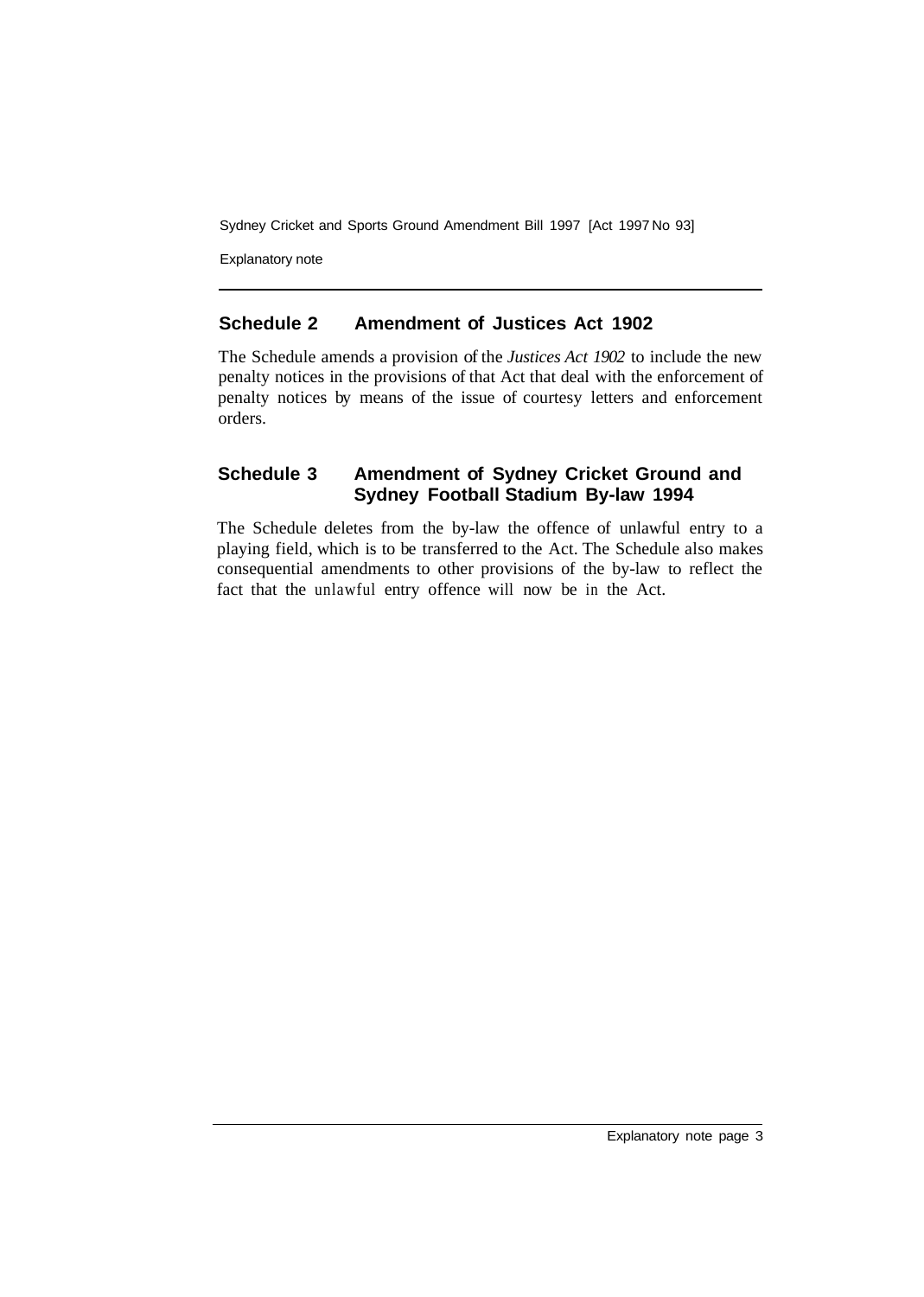## Schedule 2 Amendment of Justices Act 1902

The Schedule amends a provision of the *Justices Act 1902* to include the new penalty notices in the provisions of that Act that deal with the enforcement of penalty notices by means of the issue of courtesy letters and enforcement orders.

## Schedule 3 Amendment of Sydney Cricket Ground and Sydney Football Stadium By-law 1994

The Schedule deletes from the by-law the offence of unlawful entry to a playing field, which is to be transferred to the Act. The Schedule also makes consequential amendments to other provisions of the by-law to reflect the fact that the unlawful entry offence will now be in the Act.